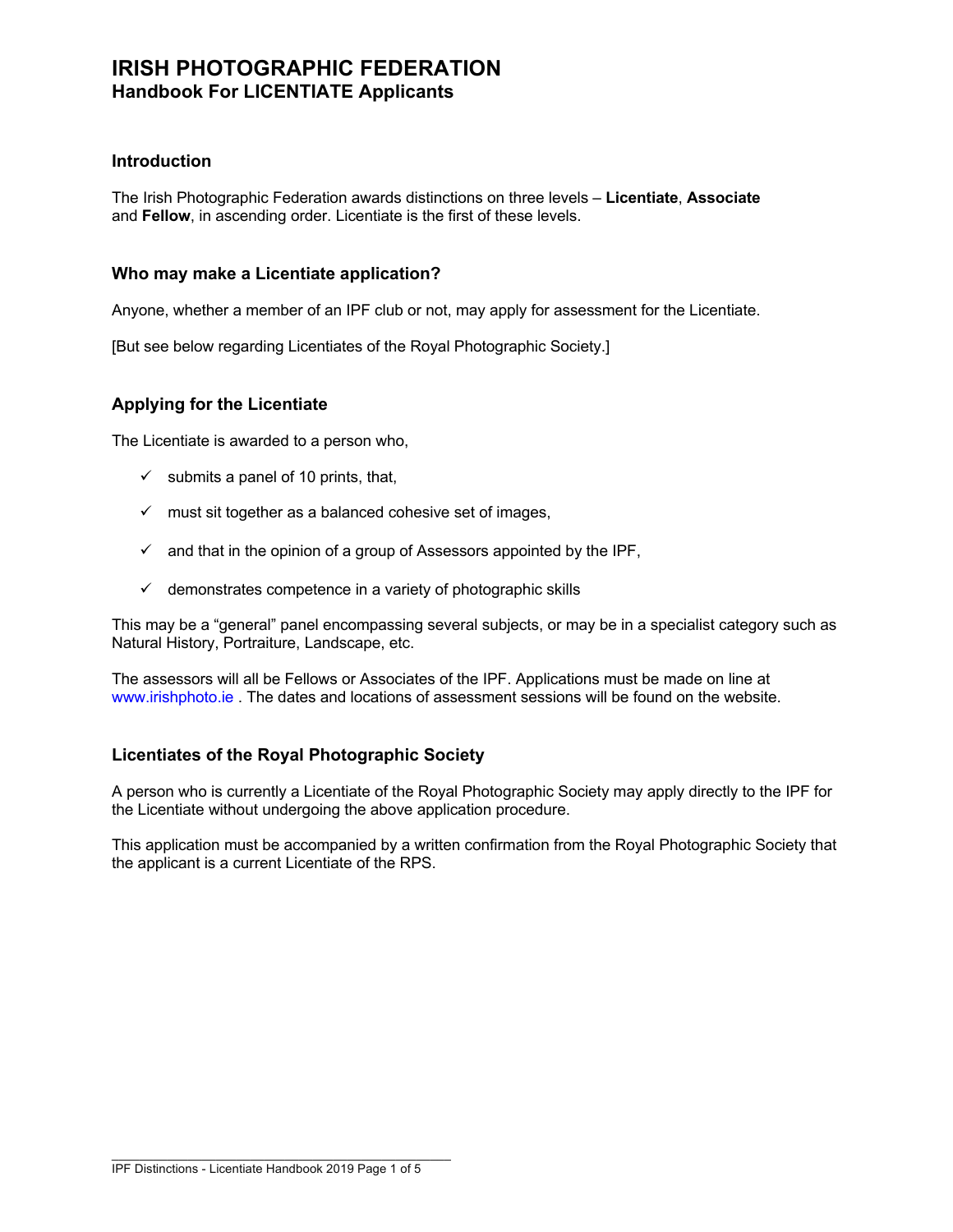# IRISH PHOTOGRAPHIC FEDERATION
## Handbook For LICENTIATE Applicants

### Introduction

The Irish Photographic Federation awards distinctions on three levels – **Licentiate**, **Associate** and **Fellow**, in ascending order. Licentiate is the first of these levels.

### Who may make a Licentiate application?

Anyone, whether a member of an IPF club or not, may apply for assessment for the Licentiate.

[But see below regarding Licentiates of the Royal Photographic Society.]

### Applying for the Licentiate

The Licentiate is awarded to a person who,

- ✓ submits a panel of 10 prints, that,
- ✓ must sit together as a balanced cohesive set of images,
- ✓ and that in the opinion of a group of Assessors appointed by the IPF,
- ✓ demonstrates competence in a variety of photographic skills

This may be a "general" panel encompassing several subjects, or may be in a specialist category such as Natural History, Portraiture, Landscape, etc.

The assessors will all be Fellows or Associates of the IPF. Applications must be made on line at www.irishphoto.ie . The dates and locations of assessment sessions will be found on the website.

### Licentiates of the Royal Photographic Society

A person who is currently a Licentiate of the Royal Photographic Society may apply directly to the IPF for the Licentiate without undergoing the above application procedure.

This application must be accompanied by a written confirmation from the Royal Photographic Society that the applicant is a current Licentiate of the RPS.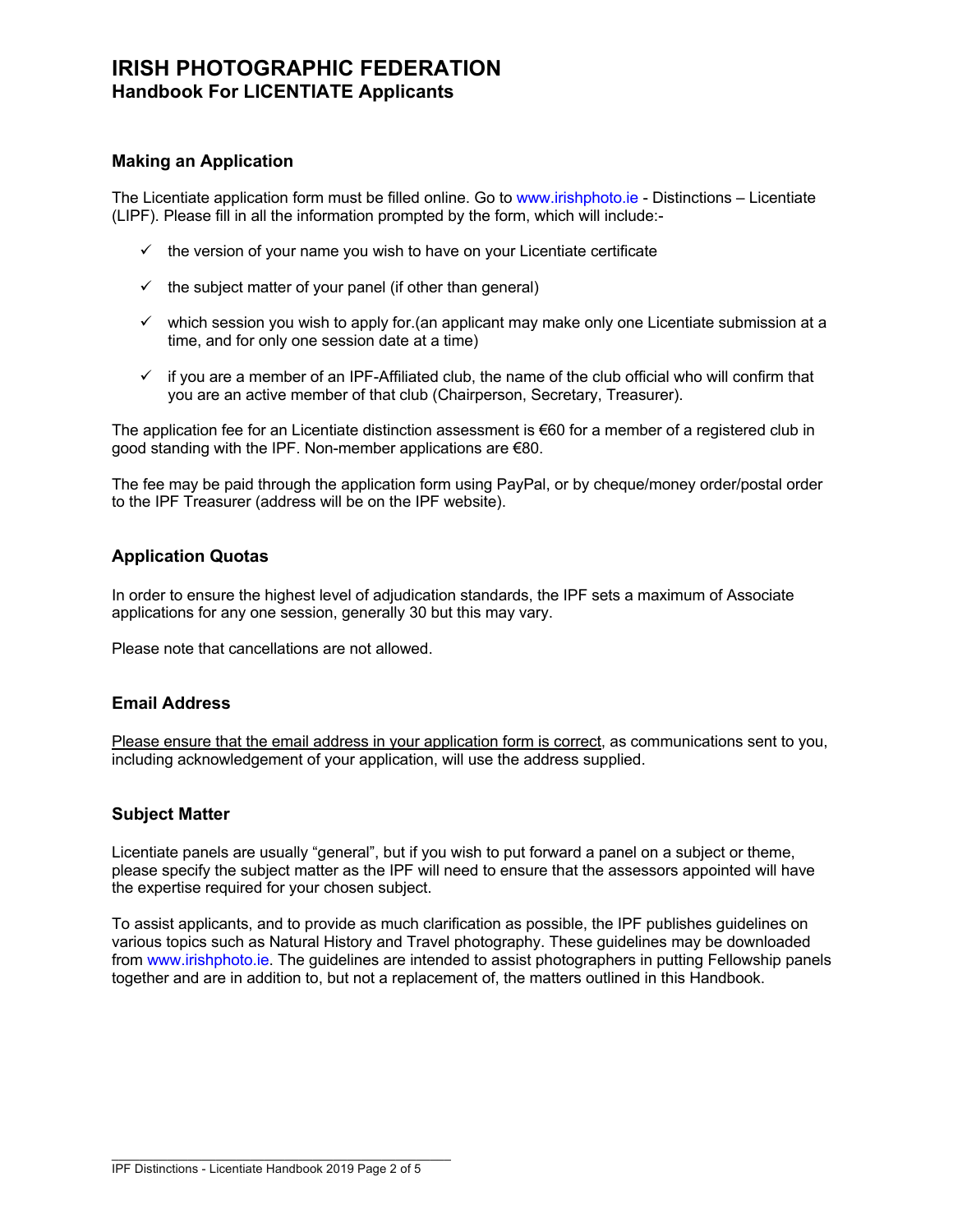# IRISH PHOTOGRAPHIC FEDERATION
## Handbook For LICENTIATE Applicants

### Making an Application

The Licentiate application form must be filled online. Go to www.irishphoto.ie - Distinctions – Licentiate (LIPF). Please fill in all the information prompted by the form, which will include:-

- ✓ the version of your name you wish to have on your Licentiate certificate
- ✓ the subject matter of your panel (if other than general)
- ✓ which session you wish to apply for.(an applicant may make only one Licentiate submission at a time, and for only one session date at a time)
- ✓ if you are a member of an IPF-Affiliated club, the name of the club official who will confirm that you are an active member of that club (Chairperson, Secretary, Treasurer).

The application fee for an Licentiate distinction assessment is €60 for a member of a registered club in good standing with the IPF. Non-member applications are €80.

The fee may be paid through the application form using PayPal, or by cheque/money order/postal order to the IPF Treasurer (address will be on the IPF website).

### Application Quotas

In order to ensure the highest level of adjudication standards, the IPF sets a maximum of Associate applications for any one session, generally 30 but this may vary.

Please note that cancellations are not allowed.

### Email Address

Please ensure that the email address in your application form is correct, as communications sent to you, including acknowledgement of your application, will use the address supplied.

### Subject Matter

Licentiate panels are usually "general", but if you wish to put forward a panel on a subject or theme, please specify the subject matter as the IPF will need to ensure that the assessors appointed will have the expertise required for your chosen subject.

To assist applicants, and to provide as much clarification as possible, the IPF publishes guidelines on various topics such as Natural History and Travel photography. These guidelines may be downloaded from www.irishphoto.ie. The guidelines are intended to assist photographers in putting Fellowship panels together and are in addition to, but not a replacement of, the matters outlined in this Handbook.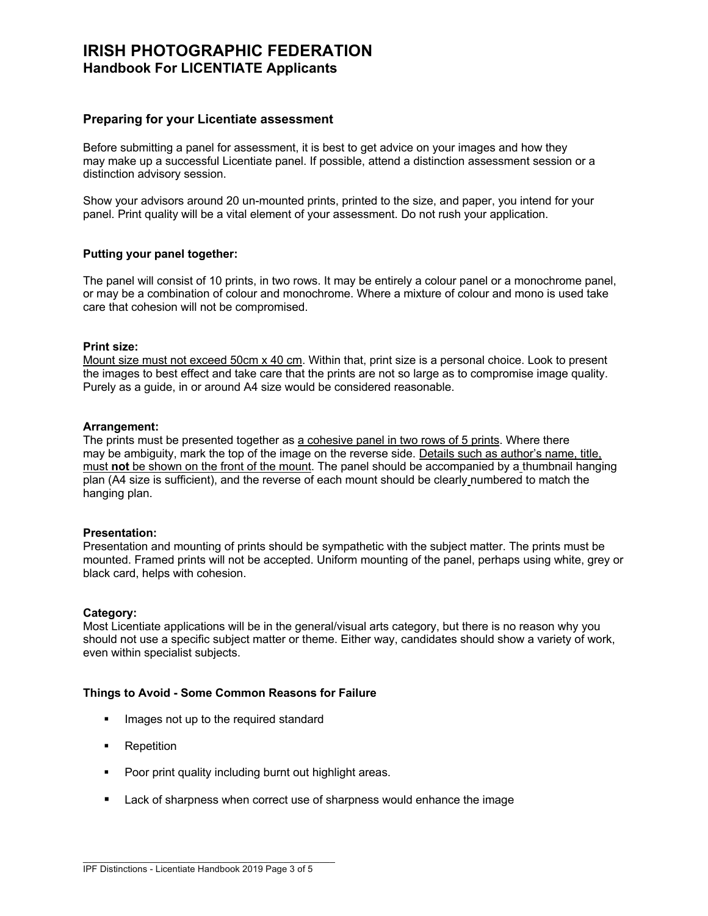# IRISH PHOTOGRAPHIC FEDERATION
## Handbook For LICENTIATE Applicants

### Preparing for your Licentiate assessment

Before submitting a panel for assessment, it is best to get advice on your images and how they may make up a successful Licentiate panel. If possible, attend a distinction assessment session or a distinction advisory session.

Show your advisors around 20 un-mounted prints, printed to the size, and paper, you intend for your panel. Print quality will be a vital element of your assessment. Do not rush your application.

**Putting your panel together:**

The panel will consist of 10 prints, in two rows. It may be entirely a colour panel or a monochrome panel, or may be a combination of colour and monochrome. Where a mixture of colour and mono is used take care that cohesion will not be compromised.

**Print size:**
Mount size must not exceed 50cm x 40 cm. Within that, print size is a personal choice. Look to present the images to best effect and take care that the prints are not so large as to compromise image quality. Purely as a guide, in or around A4 size would be considered reasonable.

**Arrangement:**
The prints must be presented together as a cohesive panel in two rows of 5 prints. Where there may be ambiguity, mark the top of the image on the reverse side. Details such as author's name, title, must **not** be shown on the front of the mount. The panel should be accompanied by a thumbnail hanging plan (A4 size is sufficient), and the reverse of each mount should be clearly numbered to match the hanging plan.

**Presentation:**
Presentation and mounting of prints should be sympathetic with the subject matter. The prints must be mounted. Framed prints will not be accepted. Uniform mounting of the panel, perhaps using white, grey or black card, helps with cohesion.

**Category:**
Most Licentiate applications will be in the general/visual arts category, but there is no reason why you should not use a specific subject matter or theme. Either way, candidates should show a variety of work, even within specialist subjects.

**Things to Avoid - Some Common Reasons for Failure**

- Images not up to the required standard
- Repetition
- Poor print quality including burnt out highlight areas.
- Lack of sharpness when correct use of sharpness would enhance the image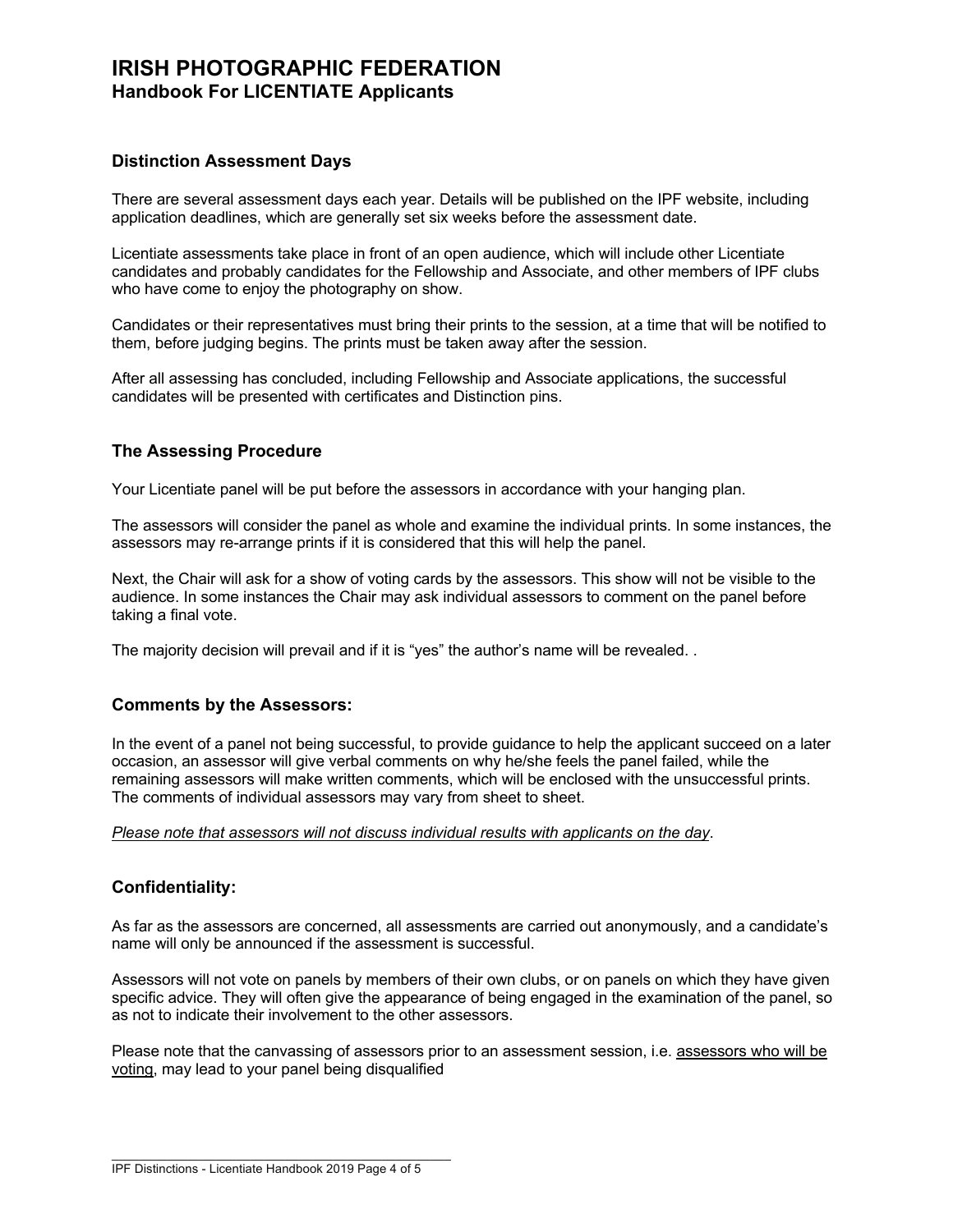# IRISH PHOTOGRAPHIC FEDERATION
## Handbook For LICENTIATE Applicants

### Distinction Assessment Days

There are several assessment days each year. Details will be published on the IPF website, including application deadlines, which are generally set six weeks before the assessment date.

Licentiate assessments take place in front of an open audience, which will include other Licentiate candidates and probably candidates for the Fellowship and Associate, and other members of IPF clubs who have come to enjoy the photography on show.

Candidates or their representatives must bring their prints to the session, at a time that will be notified to them, before judging begins. The prints must be taken away after the session.

After all assessing has concluded, including Fellowship and Associate applications, the successful candidates will be presented with certificates and Distinction pins.

### The Assessing Procedure

Your Licentiate panel will be put before the assessors in accordance with your hanging plan.

The assessors will consider the panel as whole and examine the individual prints. In some instances, the assessors may re-arrange prints if it is considered that this will help the panel.

Next, the Chair will ask for a show of voting cards by the assessors. This show will not be visible to the audience. In some instances the Chair may ask individual assessors to comment on the panel before taking a final vote.

The majority decision will prevail and if it is "yes" the author's name will be revealed. .

### Comments by the Assessors:

In the event of a panel not being successful, to provide guidance to help the applicant succeed on a later occasion, an assessor will give verbal comments on why he/she feels the panel failed, while the remaining assessors will make written comments, which will be enclosed with the unsuccessful prints. The comments of individual assessors may vary from sheet to sheet.

*Please note that assessors will not discuss individual results with applicants on the day*.

### Confidentiality:

As far as the assessors are concerned, all assessments are carried out anonymously, and a candidate's name will only be announced if the assessment is successful.

Assessors will not vote on panels by members of their own clubs, or on panels on which they have given specific advice. They will often give the appearance of being engaged in the examination of the panel, so as not to indicate their involvement to the other assessors.

Please note that the canvassing of assessors prior to an assessment session, i.e. assessors who will be voting, may lead to your panel being disqualified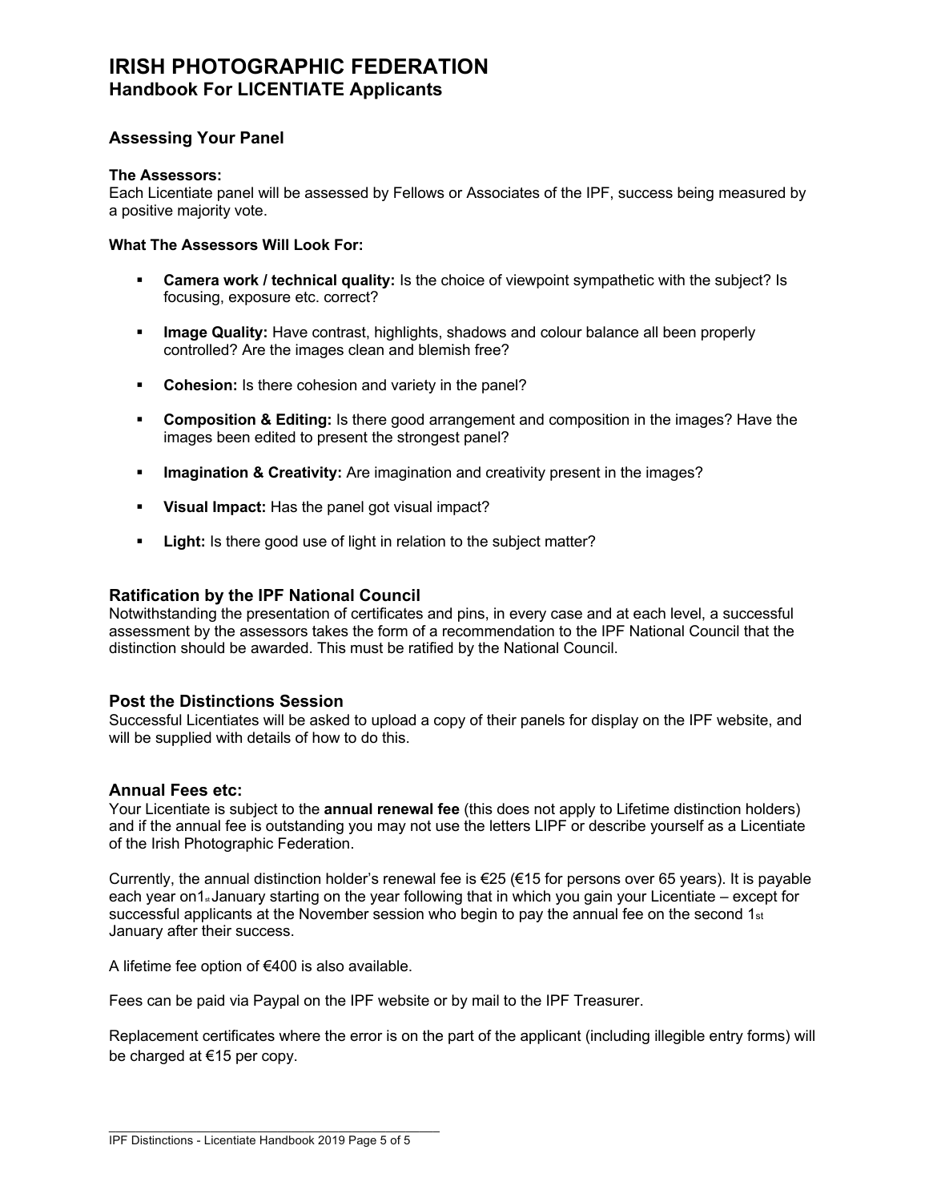## Assessing Your Panel

**The Assessors:**
Each Licentiate panel will be assessed by Fellows or Associates of the IPF, success being measured by a positive majority vote.

**What The Assessors Will Look For:**

- **Camera work / technical quality:** Is the choice of viewpoint sympathetic with the subject? Is focusing, exposure etc. correct?
- **Image Quality:** Have contrast, highlights, shadows and colour balance all been properly controlled? Are the images clean and blemish free?
- **Cohesion:** Is there cohesion and variety in the panel?
- **Composition & Editing:** Is there good arrangement and composition in the images? Have the images been edited to present the strongest panel?
- **Imagination & Creativity:** Are imagination and creativity present in the images?
- **Visual Impact:** Has the panel got visual impact?
- **Light:** Is there good use of light in relation to the subject matter?

## Ratification by the IPF National Council

Notwithstanding the presentation of certificates and pins, in every case and at each level, a successful assessment by the assessors takes the form of a recommendation to the IPF National Council that the distinction should be awarded. This must be ratified by the National Council.

## Post the Distinctions Session

Successful Licentiates will be asked to upload a copy of their panels for display on the IPF website, and will be supplied with details of how to do this.

## Annual Fees etc:

Your Licentiate is subject to the **annual renewal fee** (this does not apply to Lifetime distinction holders) and if the annual fee is outstanding you may not use the letters LIPF or describe yourself as a Licentiate of the Irish Photographic Federation.

Currently, the annual distinction holder's renewal fee is €25 (€15 for persons over 65 years). It is payable each year on1st January starting on the year following that in which you gain your Licentiate – except for successful applicants at the November session who begin to pay the annual fee on the second 1st January after their success.

A lifetime fee option of €400 is also available.

Fees can be paid via Paypal on the IPF website or by mail to the IPF Treasurer.

Replacement certificates where the error is on the part of the applicant (including illegible entry forms) will be charged at €15 per copy.